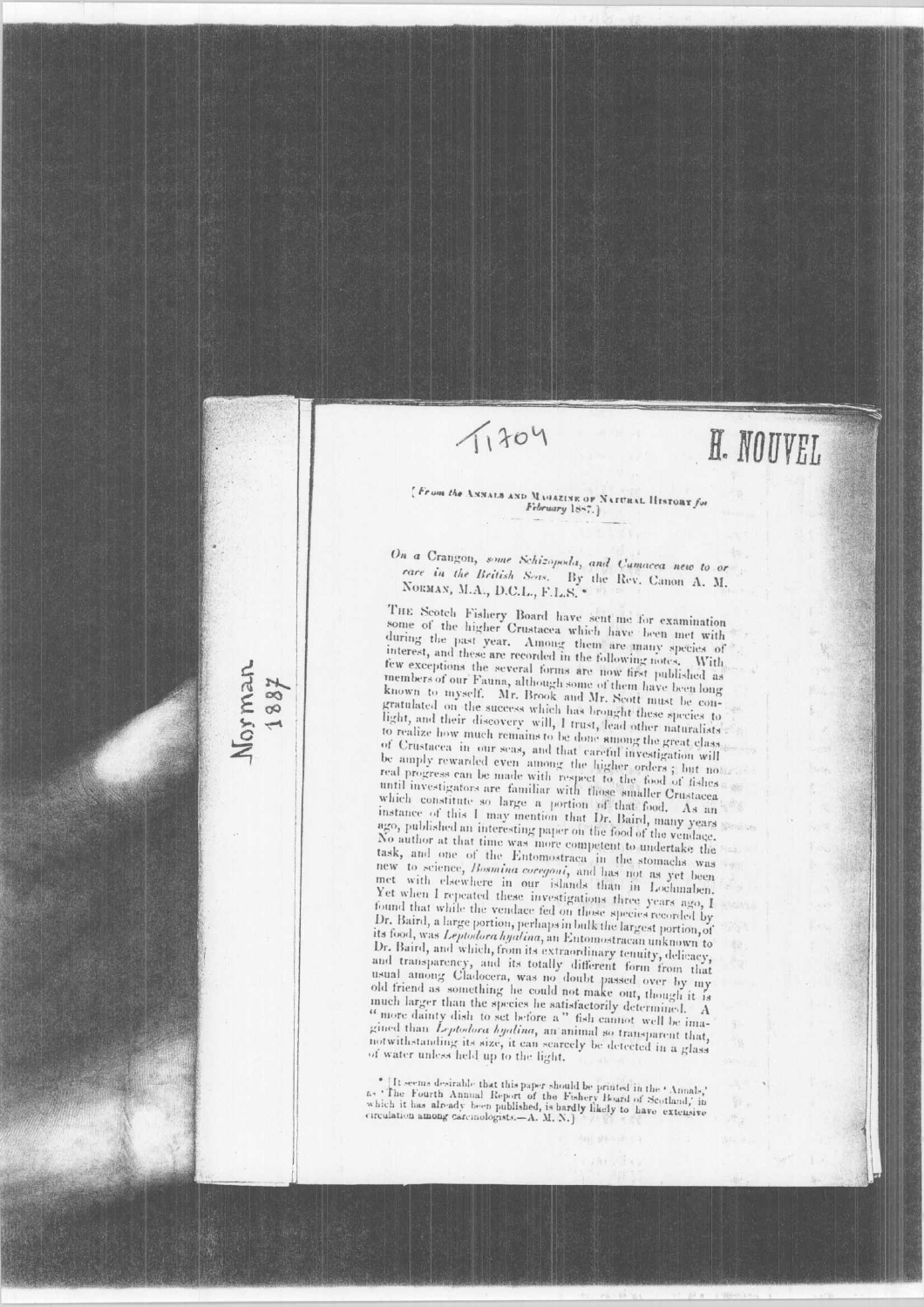T1704

H. NOUVEL

Norman 1887

[From the ANNALS AND MAGAZINE OF NATURAL HISTORY for February 1887.]

*On a Crangon, some Schizopoda, and Cumacea new to or rare in the British Seas.* By the Rev. Canon A. M. NORMAN, M.A., D.C.L., F.L.S.*

THE Scotch Fishery Board have sent me for examination some of the higher Crustacea which have been met with during the past year. Among them are many species of interest, and these are recorded in the following notes. With few exceptions the several forms are now first published as members of our Fauna, although some of them have been long known to myself. Mr. Brook and Mr. Scott must be congratulated on the success which has brought these species to light, and their discovery will, I trust, lead other naturalists to realize how much remains to be done among the great class of Crustacea in our seas, and that careful investigation will be amply rewarded even among the higher orders; but no real progress can be made with respect to the food of fishes until investigators are familiar with those smaller Crustacea which constitute so large a portion of that food. As an instance of this I may mention that Dr. Baird, many years ago, published an interesting paper on the food of the vendace. No author at that time was more competent to undertake the task, and one of the Entomostraca in the stomachs was new to science, *Bosmina coregoni*, and has not as yet been met with elsewhere in our islands than in Lochmaben. Yet when I repeated these investigations three years ago, I found that while the vendace fed on those species recorded by Dr. Baird, a large portion, perhaps in bulk the largest portion, of its food, was *Leptodora hyalina*, an Entomostracan unknown to Dr. Baird, and which, from its extraordinary tenuity, delicacy, and transparency, and its totally different form from that usual among Cladocera, was no doubt passed over by my old friend as something he could not make out, though it is much larger than the species he satisfactorily determined. A "more dainty dish to set before a" fish cannot well be imagined than *Leptodora hyalina*, an animal so transparent that, notwithstanding its size, it can scarcely be detected in a glass of water unless held up to the light.

* [It seems desirable that this paper should be printed in the 'Annals,' as 'The Fourth Annual Report of the Fishery Board of Scotland,' in which it has already been published, is hardly likely to have extensive circulation among carcinologists.—A. M. N.]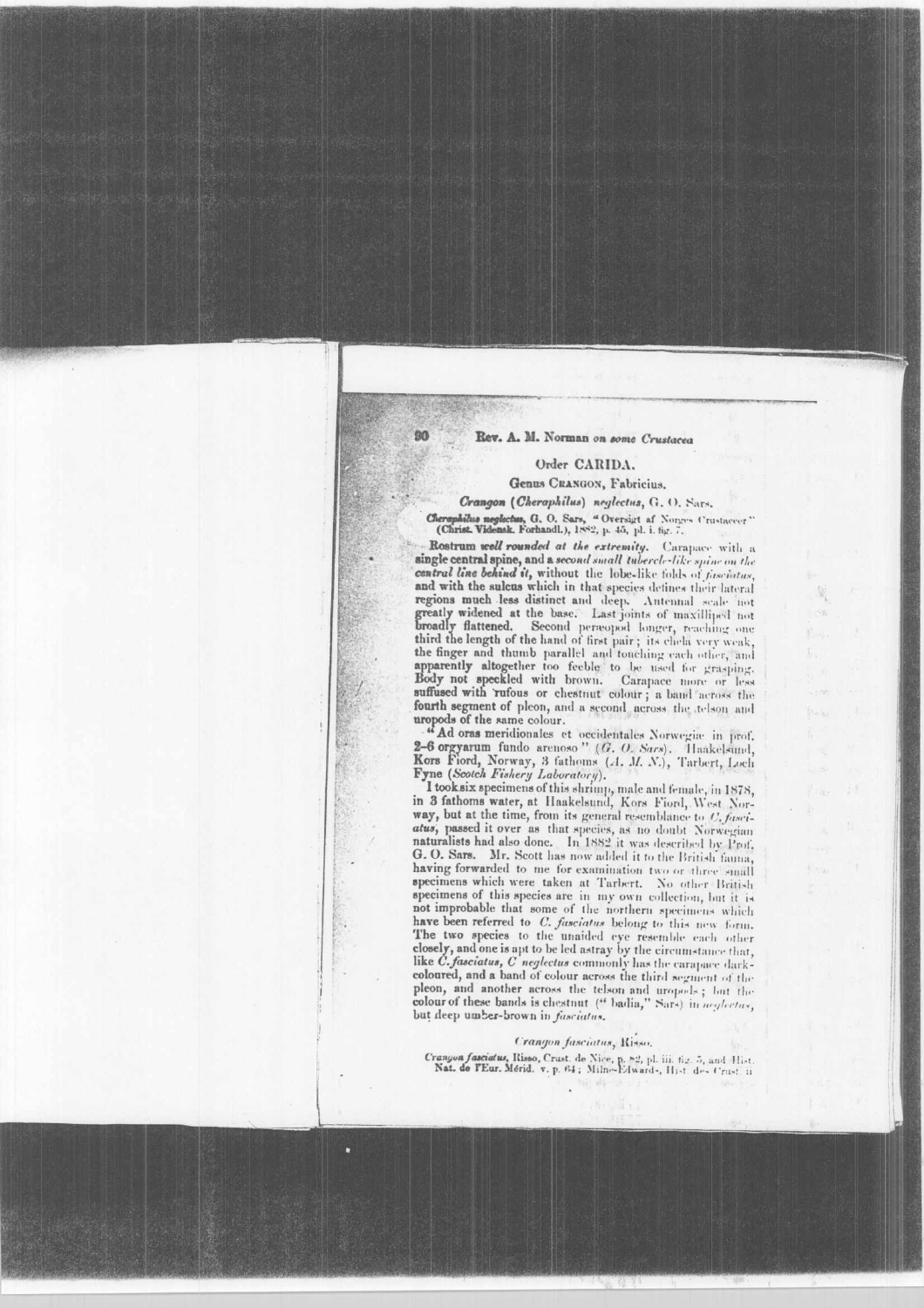## Order CARIDA.

### Genus Crangon, Fabricius.

#### *Crangon (Cheraphilus) neglectus*, G. O. Sars.

*Cheraphilus neglectus*, G. O. Sars, "Oversigt af Norges Crustaceer" (Christ. Vidensk. Forhandl.), 1882, p. 45, pl. i. fig. 7.

**Rostrum *well rounded at the extremity*.** Carapace with a **single central spine, and a *second small tubercle-like spine on the central line behind it*,** without the lobe-like folds of *fasciatus*, and with the sulcus which in that species defines their lateral regions much less distinct and deep. Antennal scale not greatly widened at the base. Last joints of maxilliped not broadly flattened. Second pereiopod longer, reaching one third the length of the hand of first pair; its chela very weak, the finger and thumb parallel and touching each other, and apparently altogether too feeble to be used for grasping. Body not speckled with brown. Carapace more or less suffused with rufous or chestnut colour; a band across the fourth segment of pleon, and a second across the telson and uropods of the same colour.

"Ad oras meridionales et occidentales Norvegiæ in prof. 2–6 orgyarum fundo arenoso" (*G. O. Sars*). Haakelsund, Kors Fiord, Norway, 3 fathoms (*A. M. N.*), Tarbert, Loch Fyne (*Scotch Fishery Laboratory*).

I took six specimens of this shrimp, male and female, in 1878, in 3 fathoms water, at Haakelsund, Kors Fiord, West Norway, but at the time, from its general resemblance to *C. fasciatus*, passed it over as that species, as no doubt Norwegian naturalists had also done. In 1882 it was described by Prof. G. O. Sars. Mr. Scott has now added it to the British fauna, having forwarded to me for examination two or three small specimens which were taken at Tarbert. No other British specimens of this species are in my own collection, but it is not improbable that some of the northern specimens which have been referred to *C. fasciatus* belong to this new form. The two species to the unaided eye resemble each other closely, and one is apt to be led astray by the circumstance that, like *C. fasciatus*, *C. neglectus* commonly has the carapace dark-coloured, and a band of colour across the third segment of the pleon, and another across the telson and uropods; but the colour of these bands is chestnut ("badia," Sars) in *neglectus*, but deep umber-brown in *fasciatus*.

#### *Crangon fasciatus*, Risso.

*Crangon fasciatus*, Risso, Crust. de Nice, p. 82, pl. iii. fig. 5, and Hist. Nat. de l'Eur. Mérid. v. p. 64; Milne-Edwards, Hist. des Crust. ii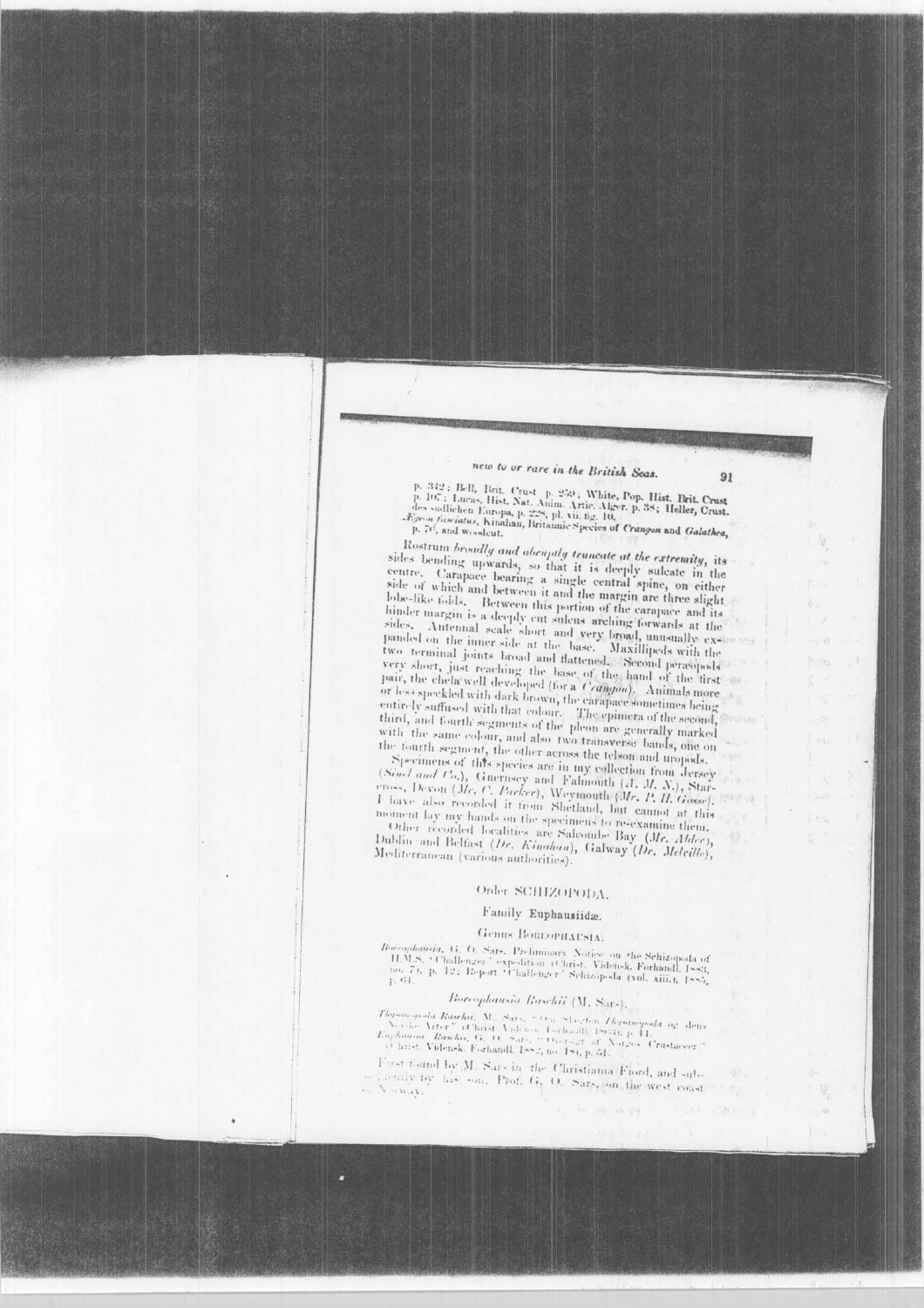p. 342; Bell, Brit. Crust. p. 259; White, Pop. Hist. Brit. Crust. p. 107; Lucas, Hist. Nat. Anim. Artic. Alger. p. 38; Heller, Crust. des sudlichen Europa, p. 228, pl. vii. fig. 10.

*Ægeon fasciatus*, Kinahan, Britannic Species of *Crangon* and *Galathea*, p. 76, and woodcut.

Rostrum *broadly and abruptly truncate at the extremity*, its sides bending upwards, so that it is deeply sulcate in the centre. Carapace bearing a single central spine, on either side of which and between it and the margin are three slight lobe-like folds. Between this portion of the carapace and its hinder margin is a deeply cut sulcus arching forwards at the sides. Antennal scale short and very broad, unusually expanded on the inner side at the base. Maxillipeds with the two terminal joints broad and flattened. Second peraeopods very short, just reaching the base of the hand of the first pair, the chela well developed (for a *Crangon*). Animals more or less speckled with dark brown, the carapace sometimes being entirely suffused with that colour. The epimera of the second, third, and fourth segments of the pleon are generally marked with the same colour, and also two transverse bands, one on the fourth segment, the other across the telson and uropods.

Specimens of this species are in my collection from Jersey (*Sinel and Co.*), Guernsey and Falmouth (*A. M. N.*), Starcross, Devon (*Mr. C. Parker*), Weymouth (*Mr. P. H. Gosse*). I have also recorded it from Shetland, but cannot at this moment lay my hands on the specimens to re-examine them.

Other recorded localities are Salcombe Bay (*Mr. Alder*), Dublin and Belfast (*Dr. Kinahan*), Galway (*Dr. Melville*), Mediterranean (various authorities).

## Order SCHIZOPODA.

### Family Euphausiidæ.

#### Genus Boreophausia.

*Boreophausia*, G. O. Sars, Preliminary Notice on the Schizopoda of H.M.S. 'Challenger' expedition (Christ. Vidensk. Forhandl. 1883, no. 7), p. 12; Report 'Challenger' Schizopoda (vol. xiii.), 1885, p. 64.

#### *Boreophausia Raschii* (M. Sars).

*Thysanopoda Raschii*, M. Sars, "Om Slægten *Thysanopoda* og dens Norske Arter" (Christ. Vidensk. Forhandl. 1863), p. 11.

*Euphausia Raschii*, G. O. Sars, "Oversigt af Norges Crustaceer" (Christ. Vidensk. Forhandl. 1882, no. 18), p. 51.

First found by M. Sars in the Christiania Fiord, and subsequently by his son, Prof. G. O. Sars, on the west coast of Norway.